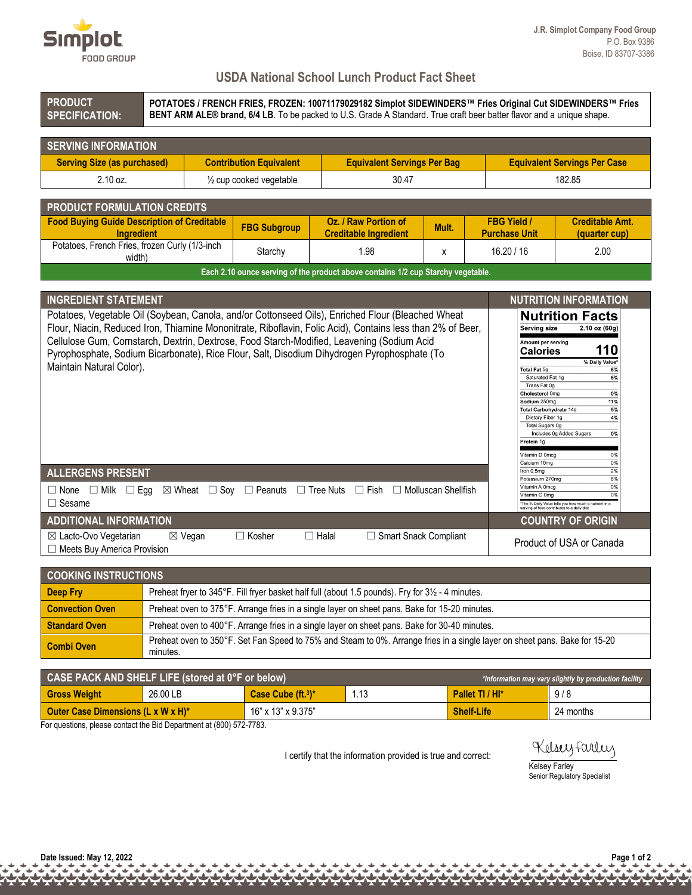J.R. Simplot Company Food Group
P.O. Box 9386
Boise, ID 83707-3386

# USDA National School Lunch Product Fact Sheet

| PRODUCT SPECIFICATION: | **POTATOES / FRENCH FRIES, FROZEN: 10071179029182 Simplot SIDEWINDERS™ Fries Original Cut SIDEWINDERS™ Fries BENT ARM ALE® brand, 6/4 LB**. To be packed to U.S. Grade A Standard. True craft beer batter flavor and a unique shape. |
|---|---|

## SERVING INFORMATION

| Serving Size (as purchased) | Contribution Equivalent | Equivalent Servings Per Bag | Equivalent Servings Per Case |
|---|---|---|---|
| 2.10 oz. | ½ cup cooked vegetable | 30.47 | 182.85 |

## PRODUCT FORMULATION CREDITS

| Food Buying Guide Description of Creditable Ingredient | FBG Subgroup | Oz. / Raw Portion of Creditable Ingredient | Mult. | FBG Yield / Purchase Unit | Creditable Amt. (quarter cup) |
|---|---|---|---|---|---|
| Potatoes, French Fries, frozen Curly (1/3-inch width) | Starchy | 1.98 | x | 16.20 / 16 | 2.00 |

**Each 2.10 ounce serving of the product above contains 1/2 cup Starchy vegetable.**

## INGREDIENT STATEMENT

Potatoes, Vegetable Oil (Soybean, Canola, and/or Cottonseed Oils), Enriched Flour (Bleached Wheat Flour, Niacin, Reduced Iron, Thiamine Mononitrate, Riboflavin, Folic Acid), Contains less than 2% of Beer, Cellulose Gum, Cornstarch, Dextrin, Dextrose, Food Starch-Modified, Leavening (Sodium Acid Pyrophosphate, Sodium Bicarbonate), Rice Flour, Salt, Disodium Dihydrogen Pyrophosphate (To Maintain Natural Color).

## NUTRITION INFORMATION

**Nutrition Facts**

Serving size 2.10 oz (60g)

Amount per serving
**Calories 110**

| | % Daily Value* |
|---|---|
| Total Fat 5g | 6% |
| Saturated Fat 1g | 5% |
| Trans Fat 0g | |
| Cholesterol 0mg | 0% |
| Sodium 250mg | 11% |
| Total Carbohydrate 14g | 5% |
| Dietary Fiber 1g | 4% |
| Total Sugars 0g | |
| Includes 0g Added Sugars | 0% |
| Protein 1g | |
| Vitamin D 0mcg | 0% |
| Calcium 10mg | 0% |
| Iron 0.5mg | 2% |
| Potassium 270mg | 6% |
| Vitamin A 0mcg | 0% |
| Vitamin C 0mg | 0% |

*The % Daily Value tells you how much a nutrient in a serving of food contributes to a daily diet.

## ALLERGENS PRESENT

☐ None ☐ Milk ☐ Egg ☒ Wheat ☐ Soy ☐ Peanuts ☐ Tree Nuts ☐ Fish ☐ Molluscan Shellfish ☐ Sesame

## ADDITIONAL INFORMATION

☒ Lacto-Ovo Vegetarian ☒ Vegan ☐ Kosher ☐ Halal ☐ Smart Snack Compliant ☐ Meets Buy America Provision

## COUNTRY OF ORIGIN

Product of USA or Canada

## COOKING INSTRUCTIONS

| | |
|---|---|
| **Deep Fry** | Preheat fryer to 345°F. Fill fryer basket half full (about 1.5 pounds). Fry for 3½ - 4 minutes. |
| **Convection Oven** | Preheat oven to 375°F. Arrange fries in a single layer on sheet pans. Bake for 15-20 minutes. |
| **Standard Oven** | Preheat oven to 400°F. Arrange fries in a single layer on sheet pans. Bake for 30-40 minutes. |
| **Combi Oven** | Preheat oven to 350°F. Set Fan Speed to 75% and Steam to 0%. Arrange fries in a single layer on sheet pans. Bake for 15-20 minutes. |

## CASE PACK AND SHELF LIFE (stored at 0°F or below)

*\*Information may vary slightly by production facility*

| Gross Weight | 26.00 LB | Case Cube (ft.$^3$)* | 1.13 | Pallet TI / HI* | 9 / 8 |
|---|---|---|---|---|---|
| **Outer Case Dimensions (L x W x H)*** | | 16" x 13" x 9.375" | | **Shelf-Life** | 24 months |

For questions, please contact the Bid Department at (800) 572-7783.

I certify that the information provided is true and correct:

Kelsey Farley
Senior Regulatory Specialist

Date Issued: May 12, 2022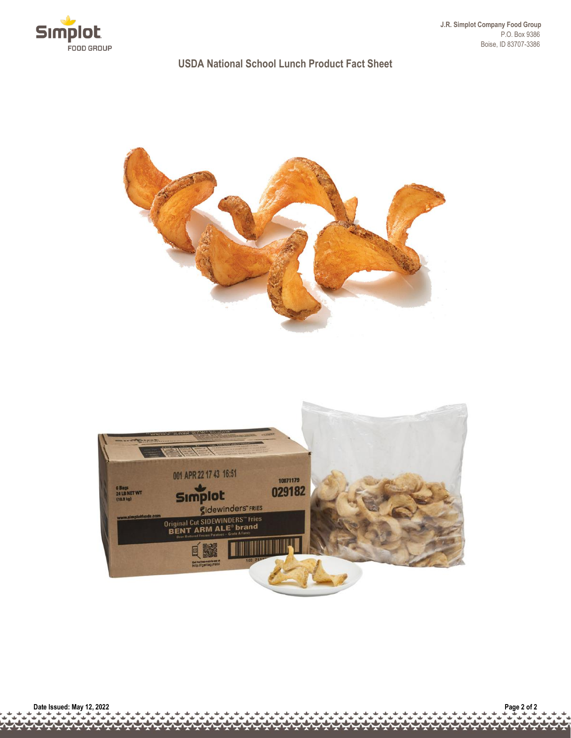J.R. Simplot Company Food Group
P.O. Box 9386
Boise, ID 83707-3386

## USDA National School Lunch Product Fact Sheet

Date Issued: May 12, 2022